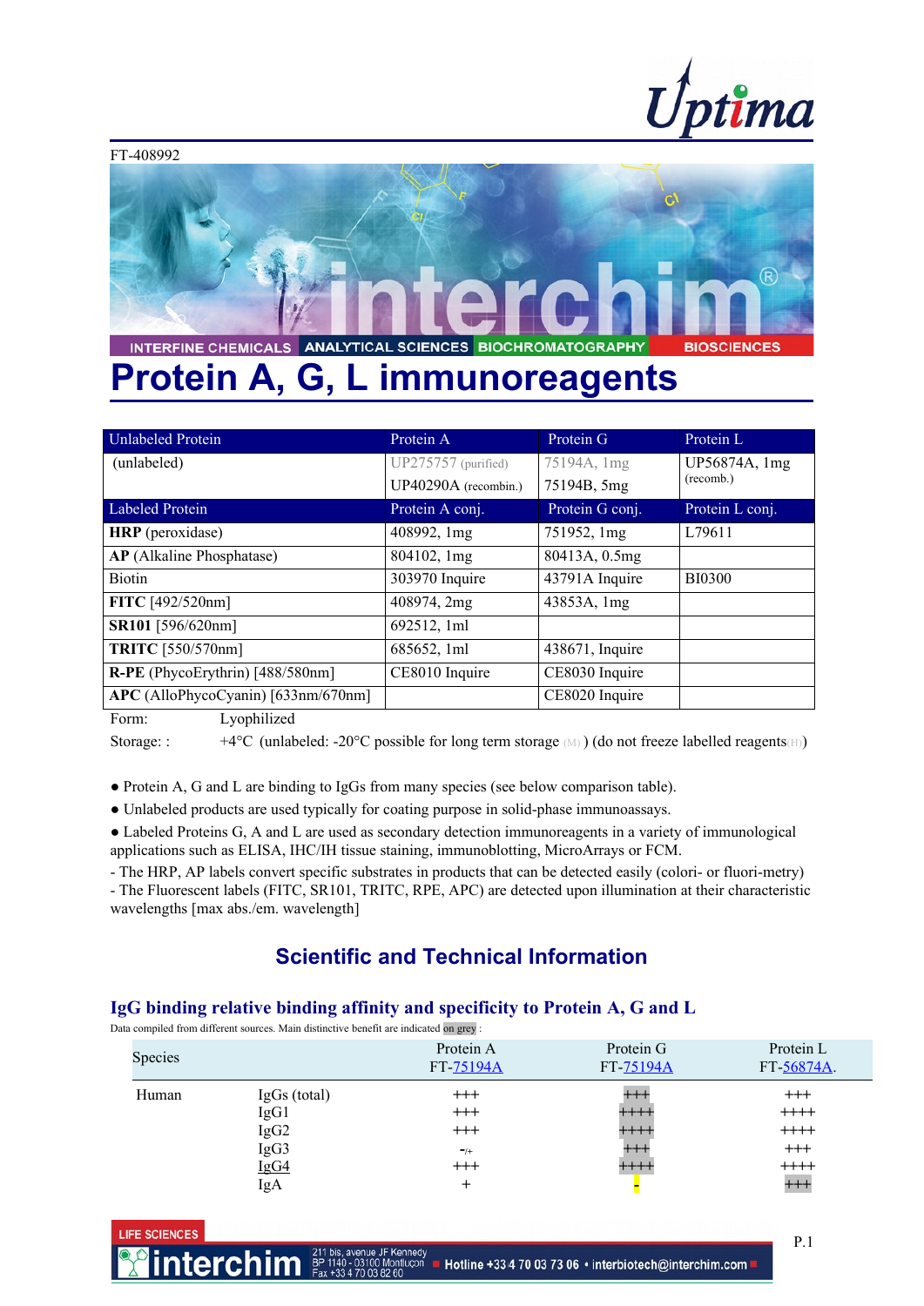FT-408992

# Protein A, G, L immunoreagents

| Unlabeled Protein | Protein A | Protein G | Protein L |
|---|---|---|---|
| (unlabeled) | UP275757 (purified)<br>UP40290A (recombin.) | 75194A, 1mg<br>75194B, 5mg | UP56874A, 1mg<br>(recomb.) |
| **Labeled Protein** | **Protein A conj.** | **Protein G conj.** | **Protein L conj.** |
| **HRP** (peroxidase) | 408992, 1mg | 751952, 1mg | L79611 |
| **AP** (Alkaline Phosphatase) | 804102, 1mg | 80413A, 0.5mg | |
| Biotin | 303970 Inquire | 43791A Inquire | BI0300 |
| **FITC** [492/520nm] | 408974, 2mg | 43853A, 1mg | |
| **SR101** [596/620nm] | 692512, 1ml | | |
| **TRITC** [550/570nm] | 685652, 1ml | 438671, Inquire | |
| **R-PE** (PhycoErythrin) [488/580nm] | CE8010 Inquire | CE8030 Inquire | |
| **APC** (AlloPhycoCyanin) [633nm/670nm] | | CE8020 Inquire | |

Form: Lyophilized

Storage: : +4°C (unlabeled: -20°C possible for long term storage (M)) (do not freeze labelled reagents(H))

● Protein A, G and L are binding to IgGs from many species (see below comparison table).

● Unlabeled products are used typically for coating purpose in solid-phase immunoassays.

● Labeled Proteins G, A and L are used as secondary detection immunoreagents in a variety of immunological applications such as ELISA, IHC/IH tissue staining, immunoblotting, MicroArrays or FCM.

- The HRP, AP labels convert specific substrates in products that can be detected easily (colori- or fluori-metry)
- The Fluorescent labels (FITC, SR101, TRITC, RPE, APC) are detected upon illumination at their characteristic wavelengths [max abs./em. wavelength]

## Scientific and Technical Information

### IgG binding relative binding affinity and specificity to Protein A, G and L

Data compiled from different sources. Main distinctive benefit are indicated on grey :

| Species | | Protein A FT-75194A | Protein G FT-75194A | Protein L FT-56874A. |
|---|---|---|---|---|
| Human | IgGs (total) | +++ | +++ | +++ |
| | IgG1 | +++ | ++++ | ++++ |
| | IgG2 | +++ | ++++ | ++++ |
| | IgG3 | -/+ | +++ | +++ |
| | IgG4 | +++ | ++++ | ++++ |
| | IgA | + | - | +++ |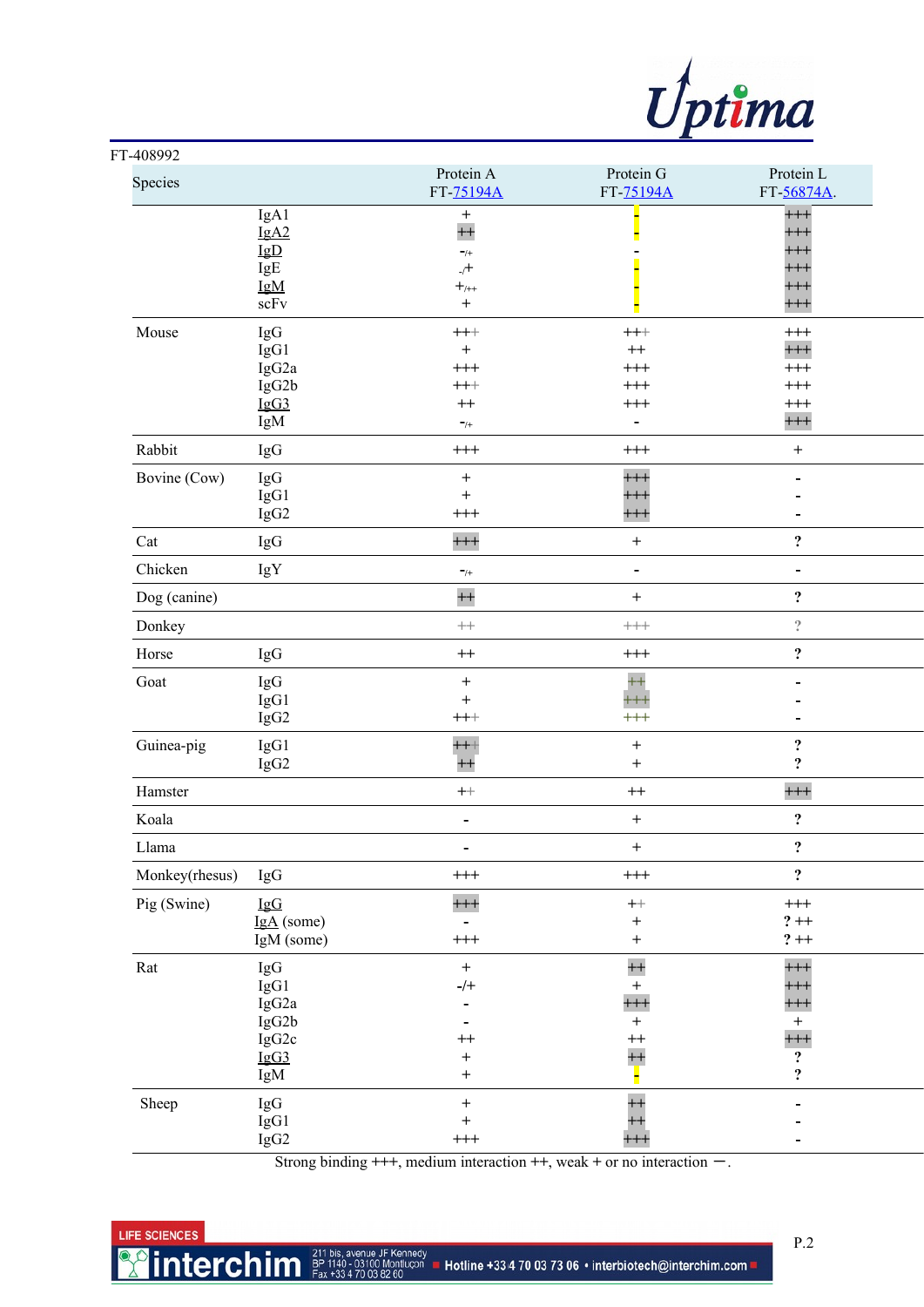FT-408992

| Species | | Protein A FT-75194A | Protein G FT-75194A | Protein L FT-56874A. |
|---|---|---|---|---|
| | IgA1 | + | - | +++ |
| | IgA2 | ++ | - | +++ |
| | IgD | -/+ | - | +++ |
| | IgE | -/+ | - | +++ |
| | IgM | +/++ | - | +++ |
| | scFv | + | - | +++ |
| Mouse | IgG | +++ | +++ | +++ |
| | IgG1 | + | ++ | +++ |
| | IgG2a | +++ | +++ | +++ |
| | IgG2b | +++ | +++ | +++ |
| | IgG3 | ++ | +++ | +++ |
| | IgM | -/+ | - | +++ |
| Rabbit | IgG | +++ | +++ | + |
| Bovine (Cow) | IgG | + | +++ | - |
| | IgG1 | + | +++ | - |
| | IgG2 | +++ | +++ | - |
| Cat | IgG | +++ | + | ? |
| Chicken | IgY | -/+ | - | - |
| Dog (canine) | | ++ | + | ? |
| Donkey | | ++ | +++ | ? |
| Horse | IgG | ++ | +++ | ? |
| Goat | IgG | + | ++ | - |
| | IgG1 | + | +++ | - |
| | IgG2 | +++ | +++ | - |
| Guinea-pig | IgG1 | +++ | + | ? |
| | IgG2 | ++ | + | ? |
| Hamster | | ++ | ++ | +++ |
| Koala | | - | + | ? |
| Llama | | - | + | ? |
| Monkey(rhesus) | IgG | +++ | +++ | ? |
| Pig (Swine) | IgG | +++ | ++ | +++ |
| | IgA (some) | - | + | ? ++ |
| | IgM (some) | +++ | + | ? ++ |
| Rat | IgG | + | ++ | +++ |
| | IgG1 | -/+ | + | +++ |
| | IgG2a | - | +++ | +++ |
| | IgG2b | - | + | + |
| | IgG2c | ++ | ++ | +++ |
| | IgG3 | + | ++ | ? |
| | IgM | + | - | ? |
| Sheep | IgG | + | ++ | - |
| | IgG1 | + | ++ | - |
| | IgG2 | +++ | +++ | - |

Strong binding +++, medium interaction ++, weak + or no interaction −.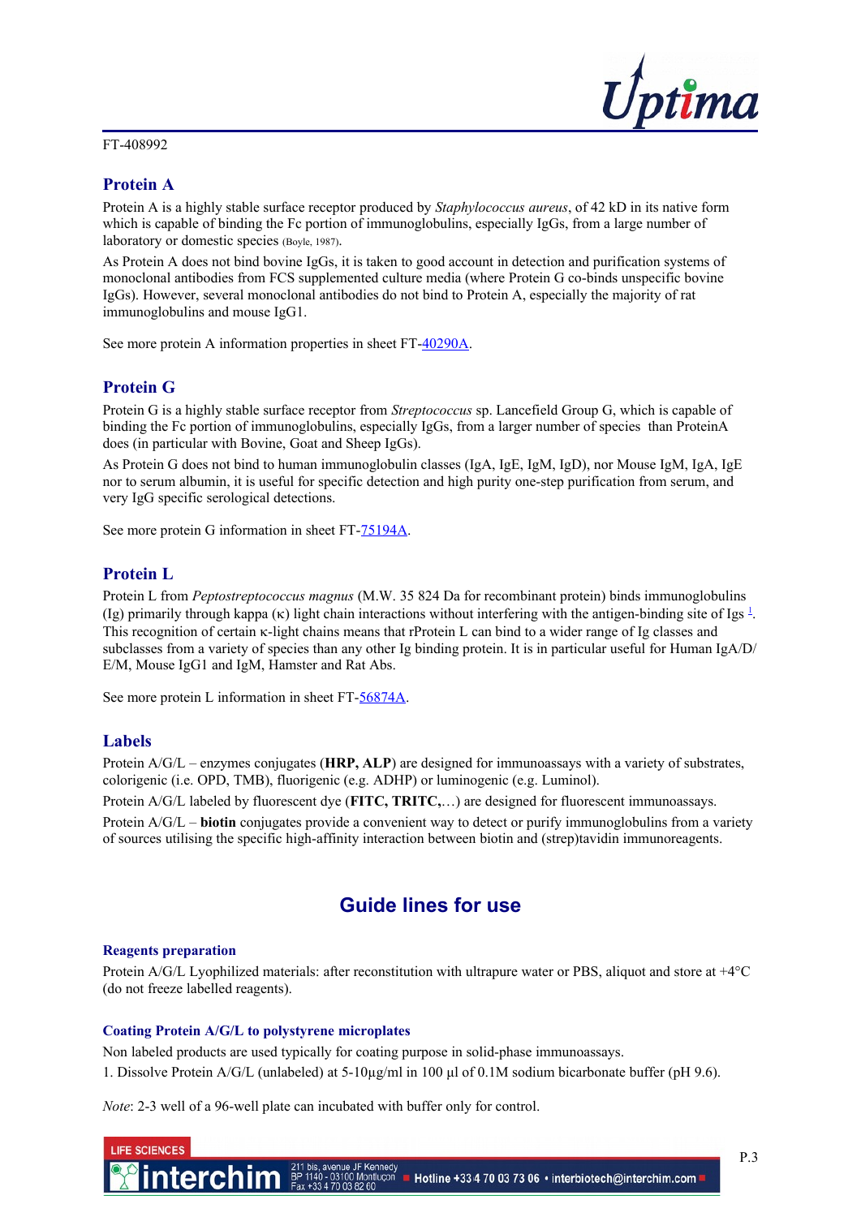FT-408992

## Protein A

Protein A is a highly stable surface receptor produced by *Staphylococcus aureus*, of 42 kD in its native form which is capable of binding the Fc portion of immunoglobulins, especially IgGs, from a large number of laboratory or domestic species (Boyle, 1987).

As Protein A does not bind bovine IgGs, it is taken to good account in detection and purification systems of monoclonal antibodies from FCS supplemented culture media (where Protein G co-binds unspecific bovine IgGs). However, several monoclonal antibodies do not bind to Protein A, especially the majority of rat immunoglobulins and mouse IgG1.

See more protein A information properties in sheet FT-40290A.

## Protein G

Protein G is a highly stable surface receptor from *Streptococcus* sp. Lancefield Group G, which is capable of binding the Fc portion of immunoglobulins, especially IgGs, from a larger number of species than ProteinA does (in particular with Bovine, Goat and Sheep IgGs).

As Protein G does not bind to human immunoglobulin classes (IgA, IgE, IgM, IgD), nor Mouse IgM, IgA, IgE nor to serum albumin, it is useful for specific detection and high purity one-step purification from serum, and very IgG specific serological detections.

See more protein G information in sheet FT-75194A.

## Protein L

Protein L from *Peptostreptococcus magnus* (M.W. 35 824 Da for recombinant protein) binds immunoglobulins (Ig) primarily through kappa (κ) light chain interactions without interfering with the antigen-binding site of Igs [1]. This recognition of certain κ-light chains means that rProtein L can bind to a wider range of Ig classes and subclasses from a variety of species than any other Ig binding protein. It is in particular useful for Human IgA/D/E/M, Mouse IgG1 and IgM, Hamster and Rat Abs.

See more protein L information in sheet FT-56874A.

## Labels

Protein A/G/L – enzymes conjugates (**HRP, ALP**) are designed for immunoassays with a variety of substrates, colorigenic (i.e. OPD, TMB), fluorigenic (e.g. ADHP) or luminogenic (e.g. Luminol).

Protein A/G/L labeled by fluorescent dye (**FITC, TRITC,**…) are designed for fluorescent immunoassays.

Protein A/G/L – **biotin** conjugates provide a convenient way to detect or purify immunoglobulins from a variety of sources utilising the specific high-affinity interaction between biotin and (strep)tavidin immunoreagents.

# Guide lines for use

### Reagents preparation

Protein A/G/L Lyophilized materials: after reconstitution with ultrapure water or PBS, aliquot and store at +4°C (do not freeze labelled reagents).

### Coating Protein A/G/L to polystyrene microplates

Non labeled products are used typically for coating purpose in solid-phase immunoassays.

1. Dissolve Protein A/G/L (unlabeled) at 5-10µg/ml in 100 µl of 0.1M sodium bicarbonate buffer (pH 9.6).

*Note*: 2-3 well of a 96-well plate can incubated with buffer only for control.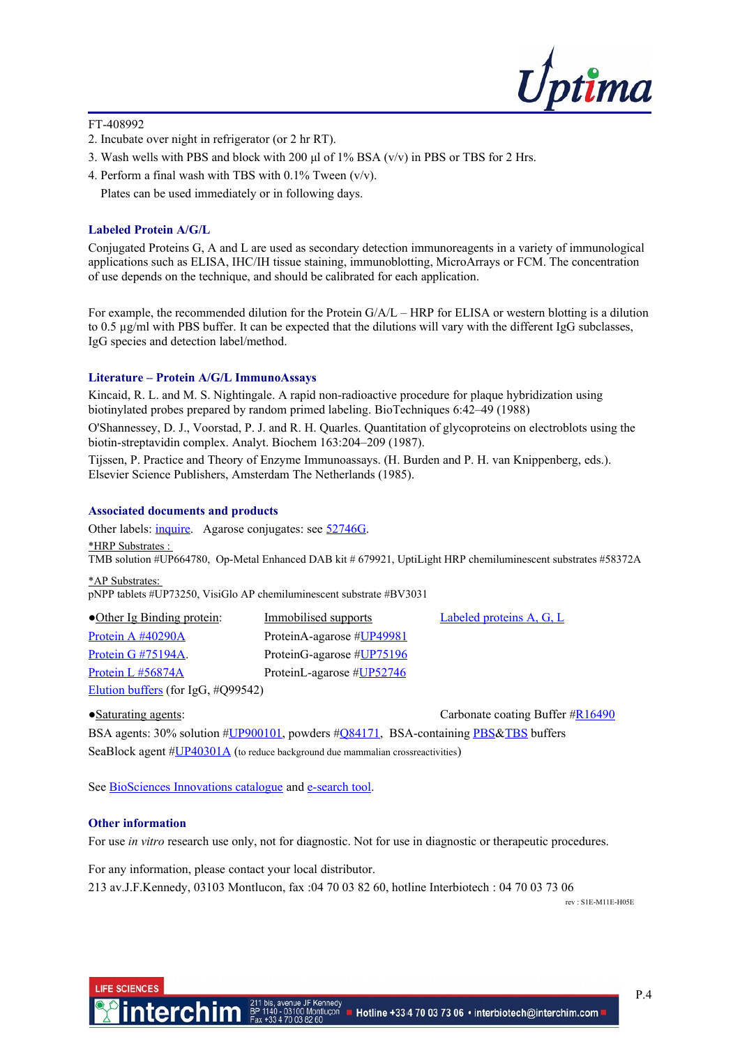FT-408992

2. Incubate over night in refrigerator (or 2 hr RT).
3. Wash wells with PBS and block with 200 µl of 1% BSA (v/v) in PBS or TBS for 2 Hrs.
4. Perform a final wash with TBS with 0.1% Tween (v/v).

   Plates can be used immediately or in following days.

### Labeled Protein A/G/L

Conjugated Proteins G, A and L are used as secondary detection immunoreagents in a variety of immunological applications such as ELISA, IHC/IH tissue staining, immunoblotting, MicroArrays or FCM. The concentration of use depends on the technique, and should be calibrated for each application.

For example, the recommended dilution for the Protein G/A/L – HRP for ELISA or western blotting is a dilution to 0.5 µg/ml with PBS buffer. It can be expected that the dilutions will vary with the different IgG subclasses, IgG species and detection label/method.

### Literature – Protein A/G/L ImmunoAssays

Kincaid, R. L. and M. S. Nightingale. A rapid non-radioactive procedure for plaque hybridization using biotinylated probes prepared by random primed labeling. BioTechniques 6:42–49 (1988)

O'Shannessey, D. J., Voorstad, P. J. and R. H. Quarles. Quantitation of glycoproteins on electroblots using the biotin-streptavidin complex. Analyt. Biochem 163:204–209 (1987).

Tijssen, P. Practice and Theory of Enzyme Immunoassays. (H. Burden and P. H. van Knippenberg, eds.). Elsevier Science Publishers, Amsterdam The Netherlands (1985).

### Associated documents and products

Other labels: inquire. Agarose conjugates: see 52746G.

*HRP Substrates :
TMB solution #UP664780, Op-Metal Enhanced DAB kit # 679921, UptiLight HRP chemiluminescent substrates #58372A

*AP Substrates:
pNPP tablets #UP73250, VisiGlo AP chemiluminescent substrate #BV3031

| ●Other Ig Binding protein: | Immobilised supports | Labeled proteins A, G, L |
|---|---|---|
| Protein A #40290A | ProteinA-agarose #UP49981 | |
| Protein G #75194A. | ProteinG-agarose #UP75196 | |
| Protein L #56874A | ProteinL-agarose #UP52746 | |
| Elution buffers (for IgG, #Q99542) | | |

●Saturating agents: Carbonate coating Buffer #R16490

BSA agents: 30% solution #UP900101, powders #Q84171, BSA-containing PBS&TBS buffers

SeaBlock agent #UP40301A (to reduce background due mammalian crossreactivities)

See BioSciences Innovations catalogue and e-search tool.

### Other information

For use *in vitro* research use only, not for diagnostic. Not for use in diagnostic or therapeutic procedures.

For any information, please contact your local distributor.
213 av.J.F.Kennedy, 03103 Montlucon, fax :04 70 03 82 60, hotline Interbiotech : 04 70 03 73 06

rev : S1E-M11E-H05E